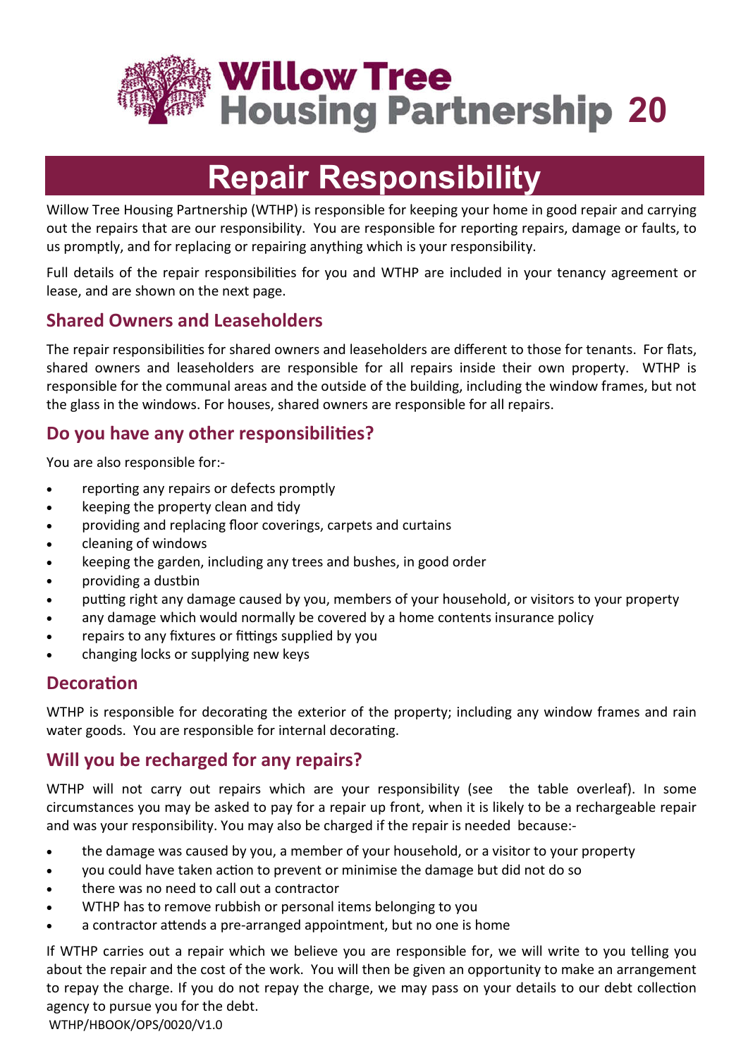# Willow Tree Housing Partnership 20

# Repair Responsibility

Willow Tree Housing Partnership (WTHP) is responsible for keeping your home in good repair and carrying out the repairs that are our responsibility. You are responsible for reporting repairs, damage or faults, to us promptly, and for replacing or repairing anything which is your responsibility.

Full details of the repair responsibilities for you and WTHP are included in your tenancy agreement or lease, and are shown on the next page.

## Shared Owners and Leaseholders

The repair responsibilities for shared owners and leaseholders are different to those for tenants. For flats, shared owners and leaseholders are responsible for all repairs inside their own property. WTHP is responsible for the communal areas and the outside of the building, including the window frames, but not the glass in the windows. For houses, shared owners are responsible for all repairs.

## Do you have any other responsibilities?

You are also responsible for:-

- reporting any repairs or defects promptly
- keeping the property clean and tidy
- providing and replacing floor coverings, carpets and curtains
- cleaning of windows
- keeping the garden, including any trees and bushes, in good order
- providing a dustbin
- putting right any damage caused by you, members of your household, or visitors to your property
- any damage which would normally be covered by a home contents insurance policy
- repairs to any fixtures or fittings supplied by you
- changing locks or supplying new keys

## Decoration

WTHP is responsible for decorating the exterior of the property; including any window frames and rain water goods. You are responsible for internal decorating.

## Will you be recharged for any repairs?

WTHP will not carry out repairs which are your responsibility (see the table overleaf). In some circumstances you may be asked to pay for a repair up front, when it is likely to be a rechargeable repair and was your responsibility. You may also be charged if the repair is needed because:-

- the damage was caused by you, a member of your household, or a visitor to your property
- you could have taken action to prevent or minimise the damage but did not do so
- there was no need to call out a contractor
- WTHP has to remove rubbish or personal items belonging to you
- a contractor attends a pre-arranged appointment, but no one is home

If WTHP carries out a repair which we believe you are responsible for, we will write to you telling you about the repair and the cost of the work. You will then be given an opportunity to make an arrangement to repay the charge. If you do not repay the charge, we may pass on your details to our debt collection agency to pursue you for the debt.

WTHP/HBOOK/OPS/0020/V1.0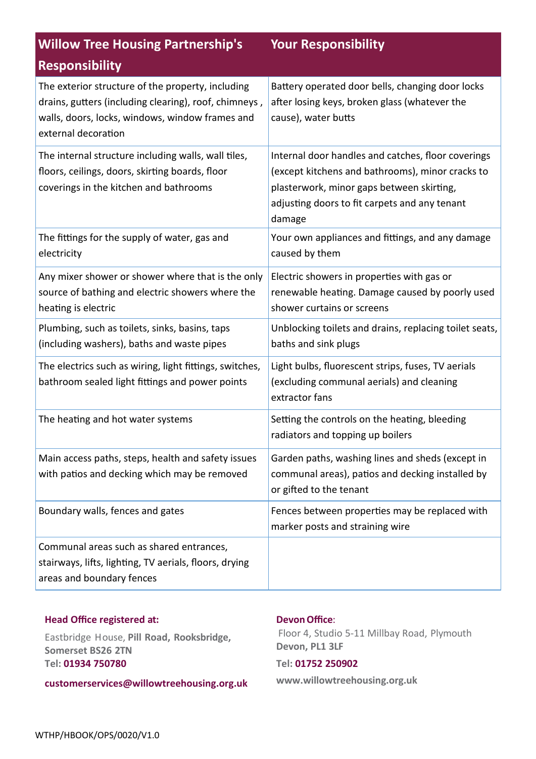| Willow Tree Housing Partnership's Responsibility | Your Responsibility |
|---|---|
| The exterior structure of the property, including drains, gutters (including clearing), roof, chimneys , walls, doors, locks, windows, window frames and external decoration | Battery operated door bells, changing door locks after losing keys, broken glass (whatever the cause), water butts |
| The internal structure including walls, wall tiles, floors, ceilings, doors, skirting boards, floor coverings in the kitchen and bathrooms | Internal door handles and catches, floor coverings (except kitchens and bathrooms), minor cracks to plasterwork, minor gaps between skirting, adjusting doors to fit carpets and any tenant damage |
| The fittings for the supply of water, gas and electricity | Your own appliances and fittings, and any damage caused by them |
| Any mixer shower or shower where that is the only source of bathing and electric showers where the heating is electric | Electric showers in properties with gas or renewable heating. Damage caused by poorly used shower curtains or screens |
| Plumbing, such as toilets, sinks, basins, taps (including washers), baths and waste pipes | Unblocking toilets and drains, replacing toilet seats, baths and sink plugs |
| The electrics such as wiring, light fittings, switches, bathroom sealed light fittings and power points | Light bulbs, fluorescent strips, fuses, TV aerials (excluding communal aerials) and cleaning extractor fans |
| The heating and hot water systems | Setting the controls on the heating, bleeding radiators and topping up boilers |
| Main access paths, steps, health and safety issues with patios and decking which may be removed | Garden paths, washing lines and sheds (except in communal areas), patios and decking installed by or gifted to the tenant |
| Boundary walls, fences and gates | Fences between properties may be replaced with marker posts and straining wire |
| Communal areas such as shared entrances, stairways, lifts, lighting, TV aerials, floors, drying areas and boundary fences | |

**Head Office registered at:**

Eastbridge House, **Pill Road, Rooksbridge, Somerset BS26 2TN**
**Tel: 01934 750780**

**customerservices@willowtreehousing.org.uk**

**Devon Office:**

Floor 4, Studio 5-11 Millbay Road, Plymouth **Devon, PL1 3LF**

**Tel: 01752 250902**

**www.willowtreehousing.org.uk**

WTHP/HBOOK/OPS/0020/V1.0